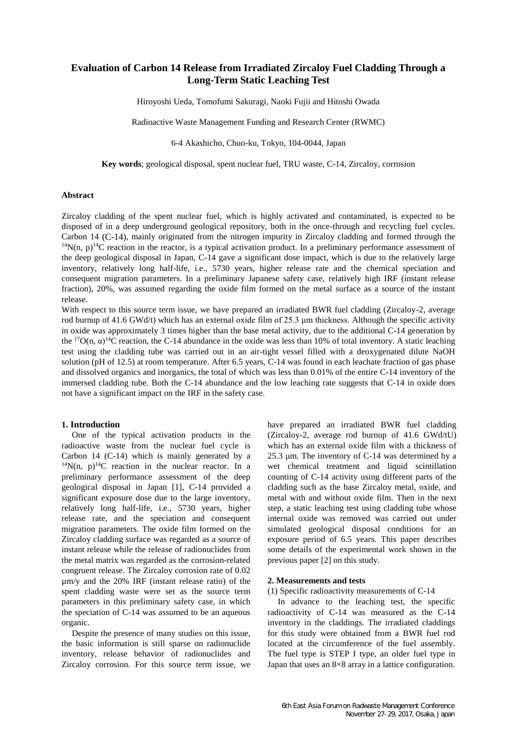# Evaluation of Carbon 14 Release from Irradiated Zircaloy Fuel Cladding Through a Long-Term Static Leaching Test

Hiroyoshi Ueda, Tomofumi Sakuragi, Naoki Fujii and Hitoshi Owada

Radioactive Waste Management Funding and Research Center (RWMC)

6-4 Akashicho, Chuo-ku, Tokyo, 104-0044, Japan

**Key words**; geological disposal, spent nuclear fuel, TRU waste, C-14, Zircaloy, corrosion

### Abstract

Zircaloy cladding of the spent nuclear fuel, which is highly activated and contaminated, is expected to be disposed of in a deep underground geological repository, both in the once-through and recycling fuel cycles. Carbon 14 (C-14), mainly originated from the nitrogen impurity in Zircaloy cladding and formed through the $^{14}N(n, p)^{14}C$ reaction in the reactor, is a typical activation product. In a preliminary performance assessment of the deep geological disposal in Japan, C-14 gave a significant dose impact, which is due to the relatively large inventory, relatively long half-life, i.e., 5730 years, higher release rate and the chemical speciation and consequent migration parameters. In a preliminary Japanese safety case, relatively high IRF (instant release fraction), 20%, was assumed regarding the oxide film formed on the metal surface as a source of the instant release.

With respect to this source term issue, we have prepared an irradiated BWR fuel cladding (Zircaloy-2, average rod burnup of 41.6 GWd/t) which has an external oxide film of 25.3 μm thickness. Although the specific activity in oxide was approximately 3 times higher than the base metal activity, due to the additional C-14 generation by the $^{17}O(n, \alpha)^{14}C$ reaction, the C-14 abundance in the oxide was less than 10% of total inventory. A static leaching test using the cladding tube was carried out in an air-tight vessel filled with a deoxygenated dilute NaOH solution (pH of 12.5) at room temperature. After 6.5 years, C-14 was found in each leachate fraction of gas phase and dissolved organics and inorganics, the total of which was less than 0.01% of the entire C-14 inventory of the immersed cladding tube. Both the C-14 abundance and the low leaching rate suggests that C-14 in oxide does not have a significant impact on the IRF in the safety case.

### 1. Introduction

One of the typical activation products in the radioactive waste from the nuclear fuel cycle is Carbon 14 (C-14) which is mainly generated by a $^{14}N(n, p)^{14}C$ reaction in the nuclear reactor. In a preliminary performance assessment of the deep geological disposal in Japan [1], C-14 provided a significant exposure dose due to the large inventory, relatively long half-life, i.e., 5730 years, higher release rate, and the speciation and consequent migration parameters. The oxide film formed on the Zircaloy cladding surface was regarded as a source of instant release while the release of radionuclides from the metal matrix was regarded as the corrosion-related congruent release. The Zircaloy corrosion rate of 0.02 μm/y and the 20% IRF (instant release ratio) of the spent cladding waste were set as the source term parameters in this preliminary safety case, in which the speciation of C-14 was assumed to be an aqueous organic.

Despite the presence of many studies on this issue, the basic information is still sparse on radionuclide inventory, release behavior of radionuclides and Zircaloy corrosion. For this source term issue, we have prepared an irradiated BWR fuel cladding (Zircaloy-2, average rod burnup of 41.6 GWd/tU) which has an external oxide film with a thickness of 25.3 μm. The inventory of C-14 was determined by a wet chemical treatment and liquid scintillation counting of C-14 activity using different parts of the cladding such as the base Zircaloy metal, oxide, and metal with and without oxide film. Then in the next step, a static leaching test using cladding tube whose internal oxide was removed was carried out under simulated geological disposal conditions for an exposure period of 6.5 years. This paper describes some details of the experimental work shown in the previous paper [2] on this study.

### 2. Measurements and tests

(1) Specific radioactivity measurements of C-14

In advance to the leaching test, the specific radioactivity of C-14 was measured as the C-14 inventory in the claddings. The irradiated claddings for this study were obtained from a BWR fuel rod located at the circumference of the fuel assembly. The fuel type is STEP I type, an older fuel type in Japan that uses an 8×8 array in a lattice configuration.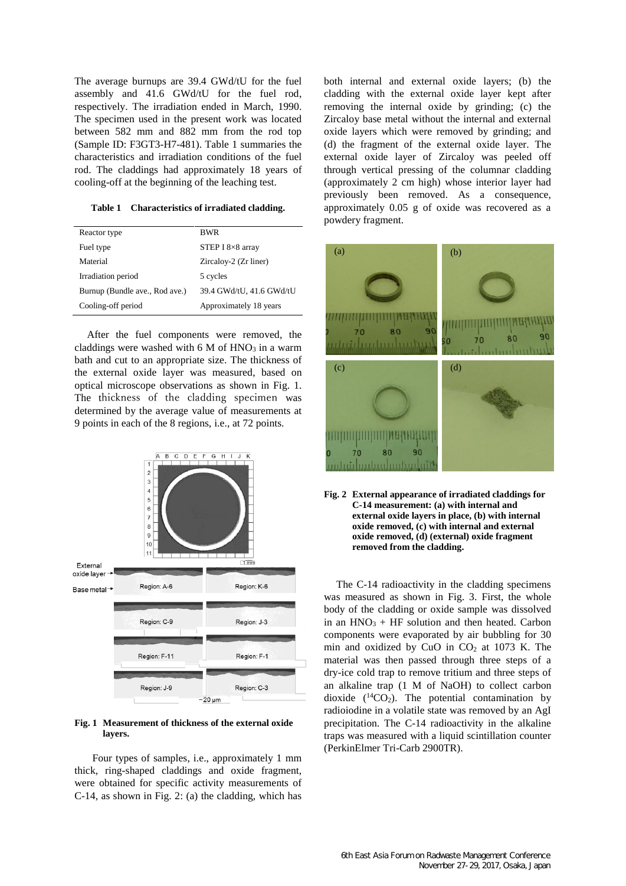The average burnups are 39.4 GWd/tU for the fuel assembly and 41.6 GWd/tU for the fuel rod, respectively. The irradiation ended in March, 1990. The specimen used in the present work was located between 582 mm and 882 mm from the rod top (Sample ID: F3GT3-H7-481). Table 1 summaries the characteristics and irradiation conditions of the fuel rod. The claddings had approximately 18 years of cooling-off at the beginning of the leaching test.

**Table 1 Characteristics of irradiated cladding.**

| | |
|---|---|
| Reactor type | BWR |
| Fuel type | STEP I 8×8 array |
| Material | Zircaloy-2 (Zr liner) |
| Irradiation period | 5 cycles |
| Burnup (Bundle ave., Rod ave.) | 39.4 GWd/tU, 41.6 GWd/tU |
| Cooling-off period | Approximately 18 years |

After the fuel components were removed, the claddings were washed with 6 M of $HNO_3$ in a warm bath and cut to an appropriate size. The thickness of the external oxide layer was measured, based on optical microscope observations as shown in Fig. 1. The thickness of the cladding specimen was determined by the average value of measurements at 9 points in each of the 8 regions, i.e., at 72 points.

**Fig. 1 Measurement of thickness of the external oxide layers.**

Four types of samples, i.e., approximately 1 mm thick, ring-shaped claddings and oxide fragment, were obtained for specific activity measurements of C-14, as shown in Fig. 2: (a) the cladding, which has both internal and external oxide layers; (b) the cladding with the external oxide layer kept after removing the internal oxide by grinding; (c) the Zircaloy base metal without the internal and external oxide layers which were removed by grinding; and (d) the fragment of the external oxide layer. The external oxide layer of Zircaloy was peeled off through vertical pressing of the columnar cladding (approximately 2 cm high) whose interior layer had previously been removed. As a consequence, approximately 0.05 g of oxide was recovered as a powdery fragment.

**Fig. 2 External appearance of irradiated claddings for C-14 measurement: (a) with internal and external oxide layers in place, (b) with internal oxide removed, (c) with internal and external oxide removed, (d) (external) oxide fragment removed from the cladding.**

The C-14 radioactivity in the cladding specimens was measured as shown in Fig. 3. First, the whole body of the cladding or oxide sample was dissolved in an $HNO_3$ + HF solution and then heated. Carbon components were evaporated by air bubbling for 30 min and oxidized by CuO in $CO_2$ at 1073 K. The material was then passed through three steps of a dry-ice cold trap to remove tritium and three steps of an alkaline trap (1 M of NaOH) to collect carbon dioxide ($^{14}CO_2$). The potential contamination by radioiodine in a volatile state was removed by an AgI precipitation. The C-14 radioactivity in the alkaline traps was measured with a liquid scintillation counter (PerkinElmer Tri-Carb 2900TR).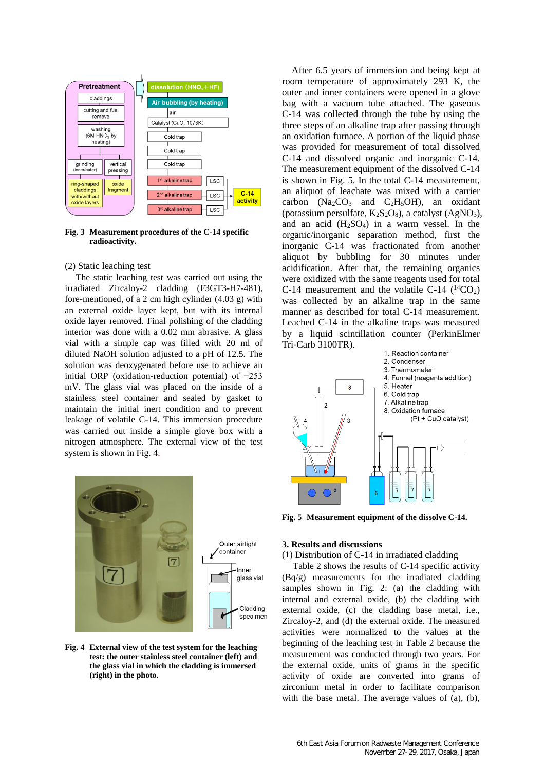**Fig. 3 Measurement procedures of the C-14 specific radioactivity.**

(2) Static leaching test

The static leaching test was carried out using the irradiated Zircaloy-2 cladding (F3GT3-H7-481), fore-mentioned, of a 2 cm high cylinder (4.03 g) with an external oxide layer kept, but with its internal oxide layer removed. Final polishing of the cladding interior was done with a 0.02 mm abrasive. A glass vial with a simple cap was filled with 20 ml of diluted NaOH solution adjusted to a pH of 12.5. The solution was deoxygenated before use to achieve an initial ORP (oxidation-reduction potential) of −253 mV. The glass vial was placed on the inside of a stainless steel container and sealed by gasket to maintain the initial inert condition and to prevent leakage of volatile C-14. This immersion procedure was carried out inside a simple glove box with a nitrogen atmosphere. The external view of the test system is shown in Fig. 4.

**Fig. 4 External view of the test system for the leaching test: the outer stainless steel container (left) and the glass vial in which the cladding is immersed (right) in the photo.**

After 6.5 years of immersion and being kept at room temperature of approximately 293 K, the outer and inner containers were opened in a glove bag with a vacuum tube attached. The gaseous C-14 was collected through the tube by using the three steps of an alkaline trap after passing through an oxidation furnace. A portion of the liquid phase was provided for measurement of total dissolved C-14 and dissolved organic and inorganic C-14. The measurement equipment of the dissolved C-14 is shown in Fig. 5. In the total C-14 measurement, an aliquot of leachate was mixed with a carrier carbon ($Na_2CO_3$ and $C_2H_5OH$), an oxidant (potassium persulfate, $K_2S_2O_8$), a catalyst ($AgNO_3$), and an acid ($H_2SO_4$) in a warm vessel. In the organic/inorganic separation method, first the inorganic C-14 was fractionated from another aliquot by bubbling for 30 minutes under acidification. After that, the remaining organics were oxidized with the same reagents used for total C-14 measurement and the volatile C-14 ($^{14}CO_2$) was collected by an alkaline trap in the same manner as described for total C-14 measurement. Leached C-14 in the alkaline traps was measured by a liquid scintillation counter (PerkinElmer Tri-Carb 3100TR).

**Fig. 5 Measurement equipment of the dissolve C-14.**

## 3. Results and discussions

(1) Distribution of C-14 in irradiated cladding

Table 2 shows the results of C-14 specific activity (Bq/g) measurements for the irradiated cladding samples shown in Fig. 2: (a) the cladding with internal and external oxide, (b) the cladding with external oxide, (c) the cladding base metal, i.e., Zircaloy-2, and (d) the external oxide. The measured activities were normalized to the values at the beginning of the leaching test in Table 2 because the measurement was conducted through two years. For the external oxide, units of grams in the specific activity of oxide are converted into grams of zirconium metal in order to facilitate comparison with the base metal. The average values of (a), (b),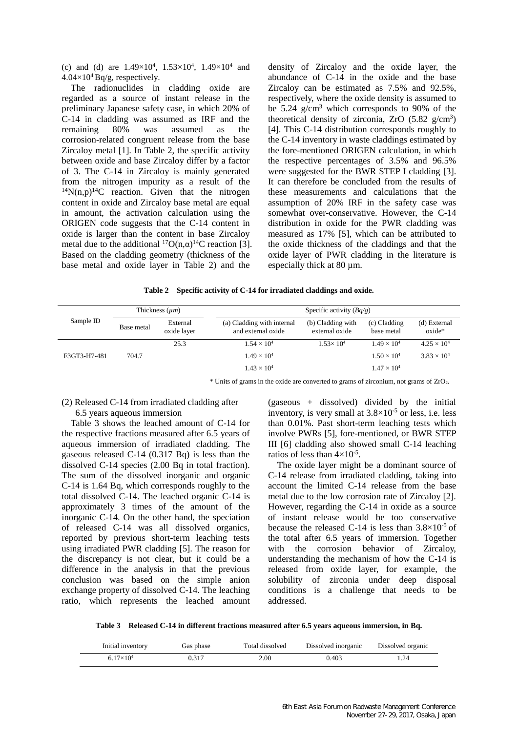(c) and (d) are $1.49\times10^4$, $1.53\times10^4$, $1.49\times10^4$ and $4.04\times10^4$ Bq/g, respectively.

The radionuclides in cladding oxide are regarded as a source of instant release in the preliminary Japanese safety case, in which 20% of C-14 in cladding was assumed as IRF and the remaining 80% was assumed as the corrosion-related congruent release from the base Zircaloy metal [1]. In Table 2, the specific activity between oxide and base Zircaloy differ by a factor of 3. The C-14 in Zircaloy is mainly generated from the nitrogen impurity as a result of the $^{14}N(n,p)^{14}C$ reaction. Given that the nitrogen content in oxide and Zircaloy base metal are equal in amount, the activation calculation using the ORIGEN code suggests that the C-14 content in oxide is larger than the content in base Zircaloy metal due to the additional $^{17}O(n,\alpha)^{14}C$ reaction [3]. Based on the cladding geometry (thickness of the base metal and oxide layer in Table 2) and the density of Zircaloy and the oxide layer, the abundance of C-14 in the oxide and the base Zircaloy can be estimated as 7.5% and 92.5%, respectively, where the oxide density is assumed to be 5.24 g/cm$^3$ which corresponds to 90% of the theoretical density of zirconia, ZrO (5.82 g/cm$^3$) [4]. This C-14 distribution corresponds roughly to the C-14 inventory in waste claddings estimated by the fore-mentioned ORIGEN calculation, in which the respective percentages of 3.5% and 96.5% were suggested for the BWR STEP I cladding [3]. It can therefore be concluded from the results of these measurements and calculations that the assumption of 20% IRF in the safety case was somewhat over-conservative. However, the C-14 distribution in oxide for the PWR cladding was measured as 17% [5], which can be attributed to the oxide thickness of the claddings and that the oxide layer of PWR cladding in the literature is especially thick at 80 µm.

**Table 2 Specific activity of C-14 for irradiated claddings and oxide.**

| Sample ID | Thickness (*µm*) | | Specific activity (*Bq/g*) | | | |
|---|---|---|---|---|---|---|
| | Base metal | External oxide layer | (a) Cladding with internal and external oxide | (b) Cladding with external oxide | (c) Cladding base metal | (d) External oxide* |
| F3GT3-H7-481 | 704.7 | 25.3 | $1.54\times10^4$ | $1.53\times10^4$ | $1.49\times10^4$ | $4.25\times10^4$ |
| | | | $1.49\times10^4$ | | $1.50\times10^4$ | $3.83\times10^4$ |
| | | | $1.43\times10^4$ | | $1.47\times10^4$ | |

\* Units of grams in the oxide are converted to grams of zirconium, not grams of $ZrO_2$.

(2) Released C-14 from irradiated cladding after 6.5 years aqueous immersion

Table 3 shows the leached amount of C-14 for the respective fractions measured after 6.5 years of aqueous immersion of irradiated cladding. The gaseous released C-14 (0.317 Bq) is less than the dissolved C-14 species (2.00 Bq in total fraction). The sum of the dissolved inorganic and organic C-14 is 1.64 Bq, which corresponds roughly to the total dissolved C-14. The leached organic C-14 is approximately 3 times of the amount of the inorganic C-14. On the other hand, the speciation of released C-14 was all dissolved organics, reported by previous short-term leaching tests using irradiated PWR cladding [5]. The reason for the discrepancy is not clear, but it could be a difference in the analysis in that the previous conclusion was based on the simple anion exchange property of dissolved C-14. The leaching ratio, which represents the leached amount (gaseous + dissolved) divided by the initial inventory, is very small at $3.8\times10^{-5}$ or less, i.e. less than 0.01%. Past short-term leaching tests which involve PWRs [5], fore-mentioned, or BWR STEP III [6] cladding also showed small C-14 leaching ratios of less than $4\times10^{-5}$.

The oxide layer might be a dominant source of C-14 release from irradiated cladding, taking into account the limited C-14 release from the base metal due to the low corrosion rate of Zircaloy [2]. However, regarding the C-14 in oxide as a source of instant release would be too conservative because the released C-14 is less than $3.8\times10^{-5}$ of the total after 6.5 years of immersion. Together with the corrosion behavior of Zircaloy, understanding the mechanism of how the C-14 is released from oxide layer, for example, the solubility of zirconia under deep disposal conditions is a challenge that needs to be addressed.

**Table 3 Released C-14 in different fractions measured after 6.5 years aqueous immersion, in Bq.**

| Initial inventory | Gas phase | Total dissolved | Dissolved inorganic | Dissolved organic |
|---|---|---|---|---|
| $6.17\times10^4$ | 0.317 | 2.00 | 0.403 | 1.24 |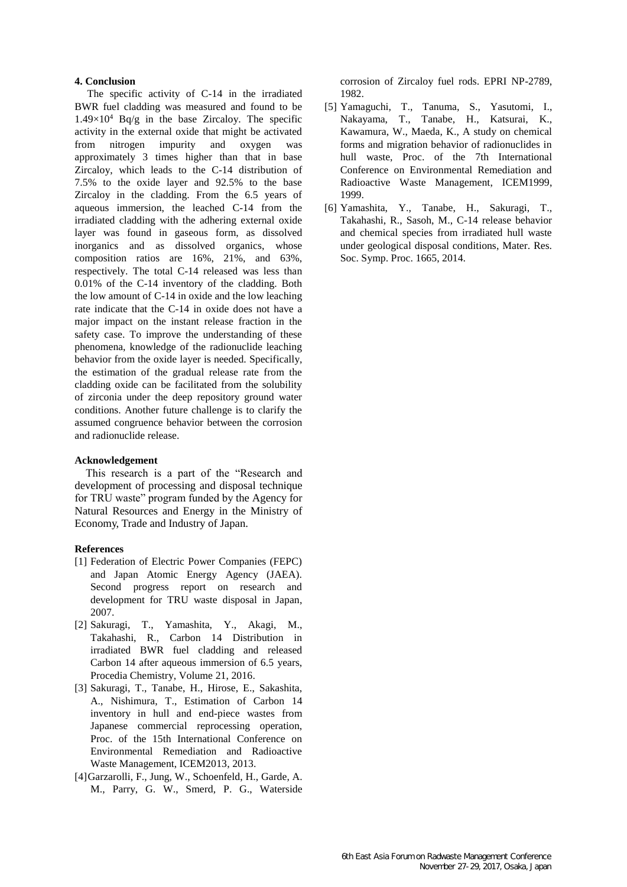### 4. Conclusion

The specific activity of C-14 in the irradiated BWR fuel cladding was measured and found to be $1.49 \times 10^4$ Bq/g in the base Zircaloy. The specific activity in the external oxide that might be activated from nitrogen impurity and oxygen was approximately 3 times higher than that in base Zircaloy, which leads to the C-14 distribution of 7.5% to the oxide layer and 92.5% to the base Zircaloy in the cladding. From the 6.5 years of aqueous immersion, the leached C-14 from the irradiated cladding with the adhering external oxide layer was found in gaseous form, as dissolved inorganics and as dissolved organics, whose composition ratios are 16%, 21%, and 63%, respectively. The total C-14 released was less than 0.01% of the C-14 inventory of the cladding. Both the low amount of C-14 in oxide and the low leaching rate indicate that the C-14 in oxide does not have a major impact on the instant release fraction in the safety case. To improve the understanding of these phenomena, knowledge of the radionuclide leaching behavior from the oxide layer is needed. Specifically, the estimation of the gradual release rate from the cladding oxide can be facilitated from the solubility of zirconia under the deep repository ground water conditions. Another future challenge is to clarify the assumed congruence behavior between the corrosion and radionuclide release.

### Acknowledgement

This research is a part of the "Research and development of processing and disposal technique for TRU waste" program funded by the Agency for Natural Resources and Energy in the Ministry of Economy, Trade and Industry of Japan.

### References

[1] Federation of Electric Power Companies (FEPC) and Japan Atomic Energy Agency (JAEA). Second progress report on research and development for TRU waste disposal in Japan, 2007.

[2] Sakuragi, T., Yamashita, Y., Akagi, M., Takahashi, R., Carbon 14 Distribution in irradiated BWR fuel cladding and released Carbon 14 after aqueous immersion of 6.5 years, Procedia Chemistry, Volume 21, 2016.

[3] Sakuragi, T., Tanabe, H., Hirose, E., Sakashita, A., Nishimura, T., Estimation of Carbon 14 inventory in hull and end-piece wastes from Japanese commercial reprocessing operation, Proc. of the 15th International Conference on Environmental Remediation and Radioactive Waste Management, ICEM2013, 2013.

[4] Garzarolli, F., Jung, W., Schoenfeld, H., Garde, A. M., Parry, G. W., Smerd, P. G., Waterside corrosion of Zircaloy fuel rods. EPRI NP-2789, 1982.

[5] Yamaguchi, T., Tanuma, S., Yasutomi, I., Nakayama, T., Tanabe, H., Katsurai, K., Kawamura, W., Maeda, K., A study on chemical forms and migration behavior of radionuclides in hull waste, Proc. of the 7th International Conference on Environmental Remediation and Radioactive Waste Management, ICEM1999, 1999.

[6] Yamashita, Y., Tanabe, H., Sakuragi, T., Takahashi, R., Sasoh, M., C-14 release behavior and chemical species from irradiated hull waste under geological disposal conditions, Mater. Res. Soc. Symp. Proc. 1665, 2014.